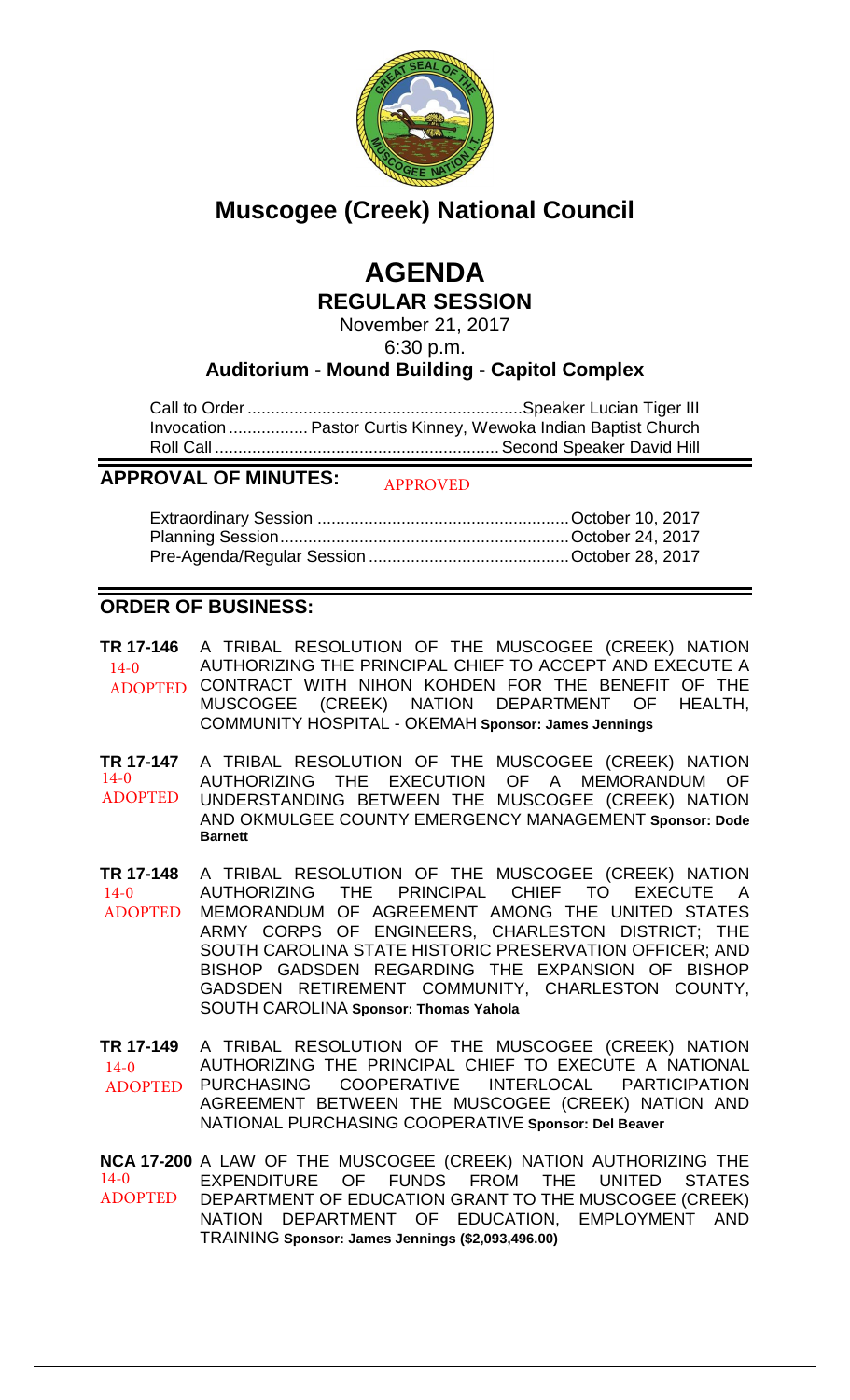# Muscogee (Creek) National Council

## AGENDA

### REGULAR SESSION

November 21, 2017
6:30 p.m.

**Auditorium - Mound Building - Capitol Complex**

Call to Order .......................................................... Speaker Lucian Tiger III
Invocation ................. Pastor Curtis Kinney, Wewoka Indian Baptist Church
Roll Call ............................................................ Second Speaker David Hill

## APPROVAL OF MINUTES: APPROVED

Extraordinary Session ..................................................... October 10, 2017
Planning Session............................................................ October 24, 2017
Pre-Agenda/Regular Session .......................................... October 28, 2017

## ORDER OF BUSINESS:

**TR 17-146** 14-0 ADOPTED — A TRIBAL RESOLUTION OF THE MUSCOGEE (CREEK) NATION AUTHORIZING THE PRINCIPAL CHIEF TO ACCEPT AND EXECUTE A CONTRACT WITH NIHON KOHDEN FOR THE BENEFIT OF THE MUSCOGEE (CREEK) NATION DEPARTMENT OF HEALTH, COMMUNITY HOSPITAL - OKEMAH **Sponsor: James Jennings**

**TR 17-147** 14-0 ADOPTED — A TRIBAL RESOLUTION OF THE MUSCOGEE (CREEK) NATION AUTHORIZING THE EXECUTION OF A MEMORANDUM OF UNDERSTANDING BETWEEN THE MUSCOGEE (CREEK) NATION AND OKMULGEE COUNTY EMERGENCY MANAGEMENT **Sponsor: Dode Barnett**

**TR 17-148** 14-0 ADOPTED — A TRIBAL RESOLUTION OF THE MUSCOGEE (CREEK) NATION AUTHORIZING THE PRINCIPAL CHIEF TO EXECUTE A MEMORANDUM OF AGREEMENT AMONG THE UNITED STATES ARMY CORPS OF ENGINEERS, CHARLESTON DISTRICT; THE SOUTH CAROLINA STATE HISTORIC PRESERVATION OFFICER; AND BISHOP GADSDEN REGARDING THE EXPANSION OF BISHOP GADSDEN RETIREMENT COMMUNITY, CHARLESTON COUNTY, SOUTH CAROLINA **Sponsor: Thomas Yahola**

**TR 17-149** 14-0 ADOPTED — A TRIBAL RESOLUTION OF THE MUSCOGEE (CREEK) NATION AUTHORIZING THE PRINCIPAL CHIEF TO EXECUTE A NATIONAL PURCHASING COOPERATIVE INTERLOCAL PARTICIPATION AGREEMENT BETWEEN THE MUSCOGEE (CREEK) NATION AND NATIONAL PURCHASING COOPERATIVE **Sponsor: Del Beaver**

**NCA 17-200** 14-0 ADOPTED — A LAW OF THE MUSCOGEE (CREEK) NATION AUTHORIZING THE EXPENDITURE OF FUNDS FROM THE UNITED STATES DEPARTMENT OF EDUCATION GRANT TO THE MUSCOGEE (CREEK) NATION DEPARTMENT OF EDUCATION, EMPLOYMENT AND TRAINING **Sponsor: James Jennings ($2,093,496.00)**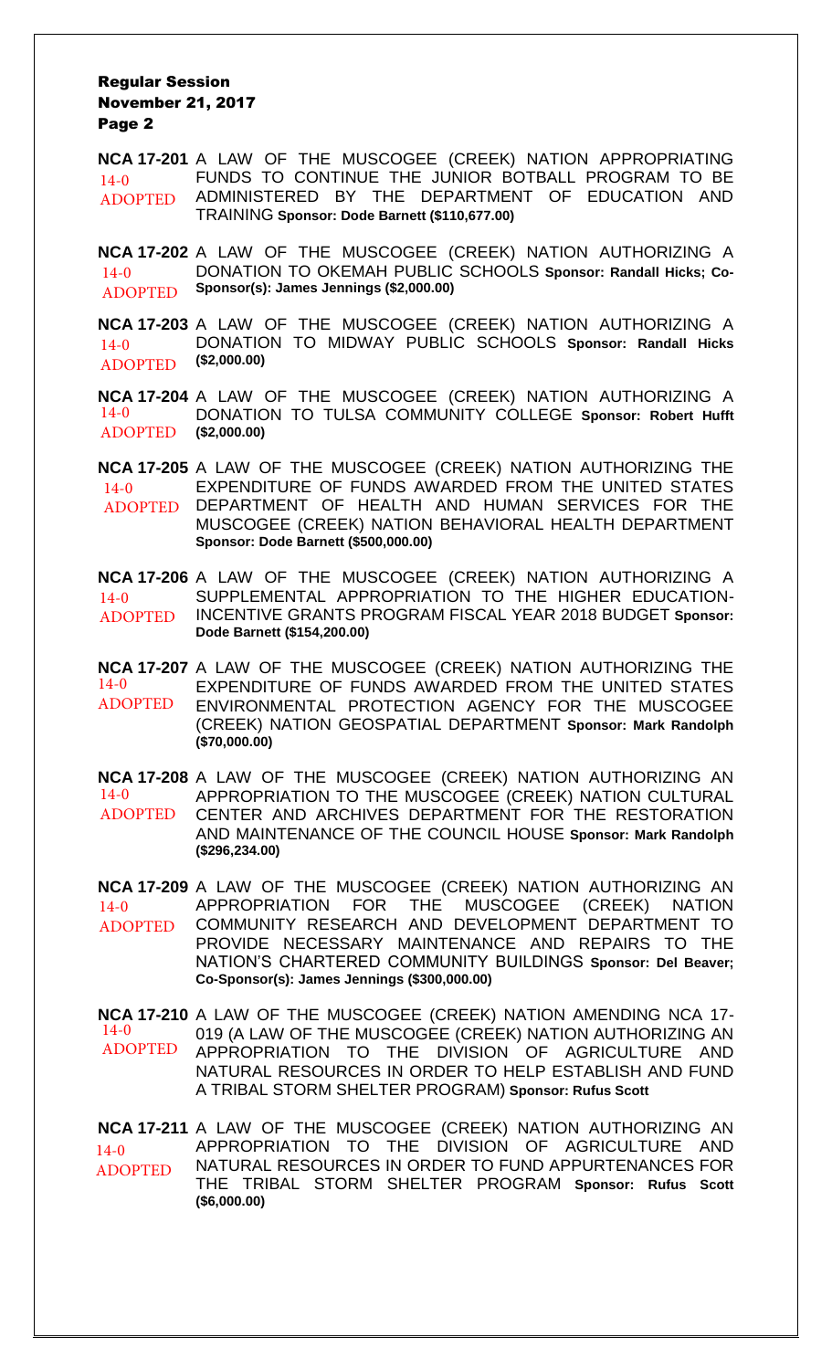**NCA 17-201** A LAW OF THE MUSCOGEE (CREEK) NATION APPROPRIATING FUNDS TO CONTINUE THE JUNIOR BOTBALL PROGRAM TO BE ADMINISTERED BY THE DEPARTMENT OF EDUCATION AND TRAINING **Sponsor: Dode Barnett ($110,677.00)**
14-0
ADOPTED

**NCA 17-202** A LAW OF THE MUSCOGEE (CREEK) NATION AUTHORIZING A DONATION TO OKEMAH PUBLIC SCHOOLS **Sponsor: Randall Hicks; Co-Sponsor(s): James Jennings ($2,000.00)**
14-0
ADOPTED

**NCA 17-203** A LAW OF THE MUSCOGEE (CREEK) NATION AUTHORIZING A DONATION TO MIDWAY PUBLIC SCHOOLS **Sponsor: Randall Hicks ($2,000.00)**
14-0
ADOPTED

**NCA 17-204** A LAW OF THE MUSCOGEE (CREEK) NATION AUTHORIZING A DONATION TO TULSA COMMUNITY COLLEGE **Sponsor: Robert Hufft ($2,000.00)**
14-0
ADOPTED

**NCA 17-205** A LAW OF THE MUSCOGEE (CREEK) NATION AUTHORIZING THE EXPENDITURE OF FUNDS AWARDED FROM THE UNITED STATES DEPARTMENT OF HEALTH AND HUMAN SERVICES FOR THE MUSCOGEE (CREEK) NATION BEHAVIORAL HEALTH DEPARTMENT **Sponsor: Dode Barnett ($500,000.00)**
14-0
ADOPTED

**NCA 17-206** A LAW OF THE MUSCOGEE (CREEK) NATION AUTHORIZING A SUPPLEMENTAL APPROPRIATION TO THE HIGHER EDUCATION-INCENTIVE GRANTS PROGRAM FISCAL YEAR 2018 BUDGET **Sponsor: Dode Barnett ($154,200.00)**
14-0
ADOPTED

**NCA 17-207** A LAW OF THE MUSCOGEE (CREEK) NATION AUTHORIZING THE EXPENDITURE OF FUNDS AWARDED FROM THE UNITED STATES ENVIRONMENTAL PROTECTION AGENCY FOR THE MUSCOGEE (CREEK) NATION GEOSPATIAL DEPARTMENT **Sponsor: Mark Randolph ($70,000.00)**
14-0
ADOPTED

**NCA 17-208** A LAW OF THE MUSCOGEE (CREEK) NATION AUTHORIZING AN APPROPRIATION TO THE MUSCOGEE (CREEK) NATION CULTURAL CENTER AND ARCHIVES DEPARTMENT FOR THE RESTORATION AND MAINTENANCE OF THE COUNCIL HOUSE **Sponsor: Mark Randolph ($296,234.00)**
14-0
ADOPTED

**NCA 17-209** A LAW OF THE MUSCOGEE (CREEK) NATION AUTHORIZING AN APPROPRIATION FOR THE MUSCOGEE (CREEK) NATION COMMUNITY RESEARCH AND DEVELOPMENT DEPARTMENT TO PROVIDE NECESSARY MAINTENANCE AND REPAIRS TO THE NATION'S CHARTERED COMMUNITY BUILDINGS **Sponsor: Del Beaver; Co-Sponsor(s): James Jennings ($300,000.00)**
14-0
ADOPTED

**NCA 17-210** A LAW OF THE MUSCOGEE (CREEK) NATION AMENDING NCA 17-019 (A LAW OF THE MUSCOGEE (CREEK) NATION AUTHORIZING AN APPROPRIATION TO THE DIVISION OF AGRICULTURE AND NATURAL RESOURCES IN ORDER TO HELP ESTABLISH AND FUND A TRIBAL STORM SHELTER PROGRAM) **Sponsor: Rufus Scott**
14-0
ADOPTED

**NCA 17-211** A LAW OF THE MUSCOGEE (CREEK) NATION AUTHORIZING AN APPROPRIATION TO THE DIVISION OF AGRICULTURE AND NATURAL RESOURCES IN ORDER TO FUND APPURTENANCES FOR THE TRIBAL STORM SHELTER PROGRAM **Sponsor: Rufus Scott ($6,000.00)**
14-0
ADOPTED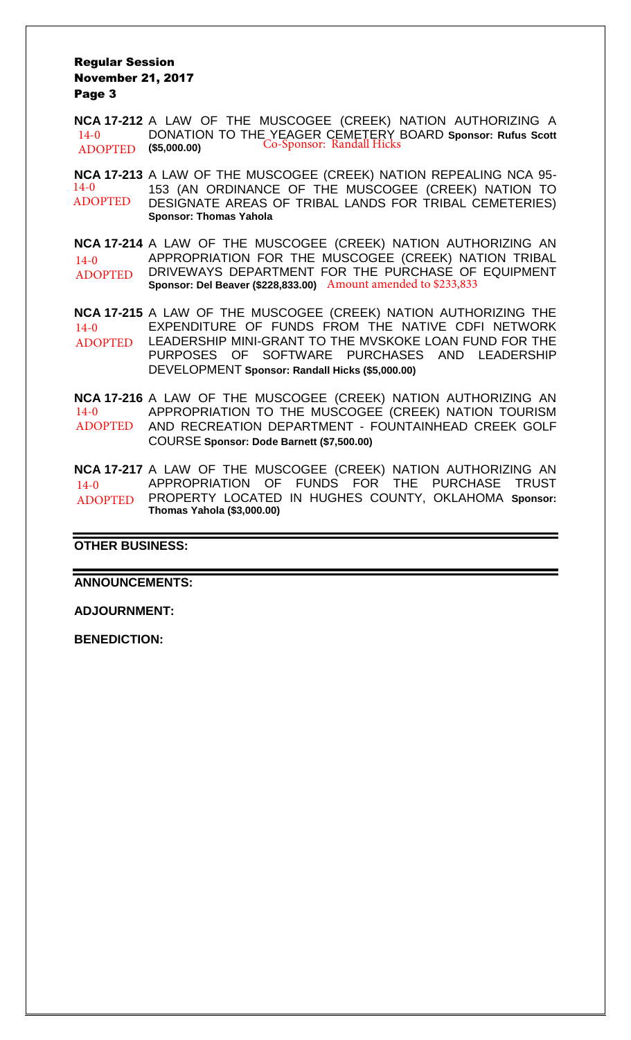**NCA 17-212** A LAW OF THE MUSCOGEE (CREEK) NATION AUTHORIZING A DONATION TO THE YEAGER CEMETERY BOARD **Sponsor: Rufus Scott (\$5,000.00)** Co-Sponsor: Randall Hicks
14-0
ADOPTED

**NCA 17-213** A LAW OF THE MUSCOGEE (CREEK) NATION REPEALING NCA 95-153 (AN ORDINANCE OF THE MUSCOGEE (CREEK) NATION TO DESIGNATE AREAS OF TRIBAL LANDS FOR TRIBAL CEMETERIES) **Sponsor: Thomas Yahola**
14-0
ADOPTED

**NCA 17-214** A LAW OF THE MUSCOGEE (CREEK) NATION AUTHORIZING AN APPROPRIATION FOR THE MUSCOGEE (CREEK) NATION TRIBAL DRIVEWAYS DEPARTMENT FOR THE PURCHASE OF EQUIPMENT **Sponsor: Del Beaver (\$228,833.00)** Amount amended to \$233,833
14-0
ADOPTED

**NCA 17-215** A LAW OF THE MUSCOGEE (CREEK) NATION AUTHORIZING THE EXPENDITURE OF FUNDS FROM THE NATIVE CDFI NETWORK LEADERSHIP MINI-GRANT TO THE MVSKOKE LOAN FUND FOR THE PURPOSES OF SOFTWARE PURCHASES AND LEADERSHIP DEVELOPMENT **Sponsor: Randall Hicks (\$5,000.00)**
14-0
ADOPTED

**NCA 17-216** A LAW OF THE MUSCOGEE (CREEK) NATION AUTHORIZING AN APPROPRIATION TO THE MUSCOGEE (CREEK) NATION TOURISM AND RECREATION DEPARTMENT - FOUNTAINHEAD CREEK GOLF COURSE **Sponsor: Dode Barnett (\$7,500.00)**
14-0
ADOPTED

**NCA 17-217** A LAW OF THE MUSCOGEE (CREEK) NATION AUTHORIZING AN APPROPRIATION OF FUNDS FOR THE PURCHASE TRUST PROPERTY LOCATED IN HUGHES COUNTY, OKLAHOMA **Sponsor: Thomas Yahola (\$3,000.00)**
14-0
ADOPTED

**OTHER BUSINESS:**

**ANNOUNCEMENTS:**

**ADJOURNMENT:**

**BENEDICTION:**